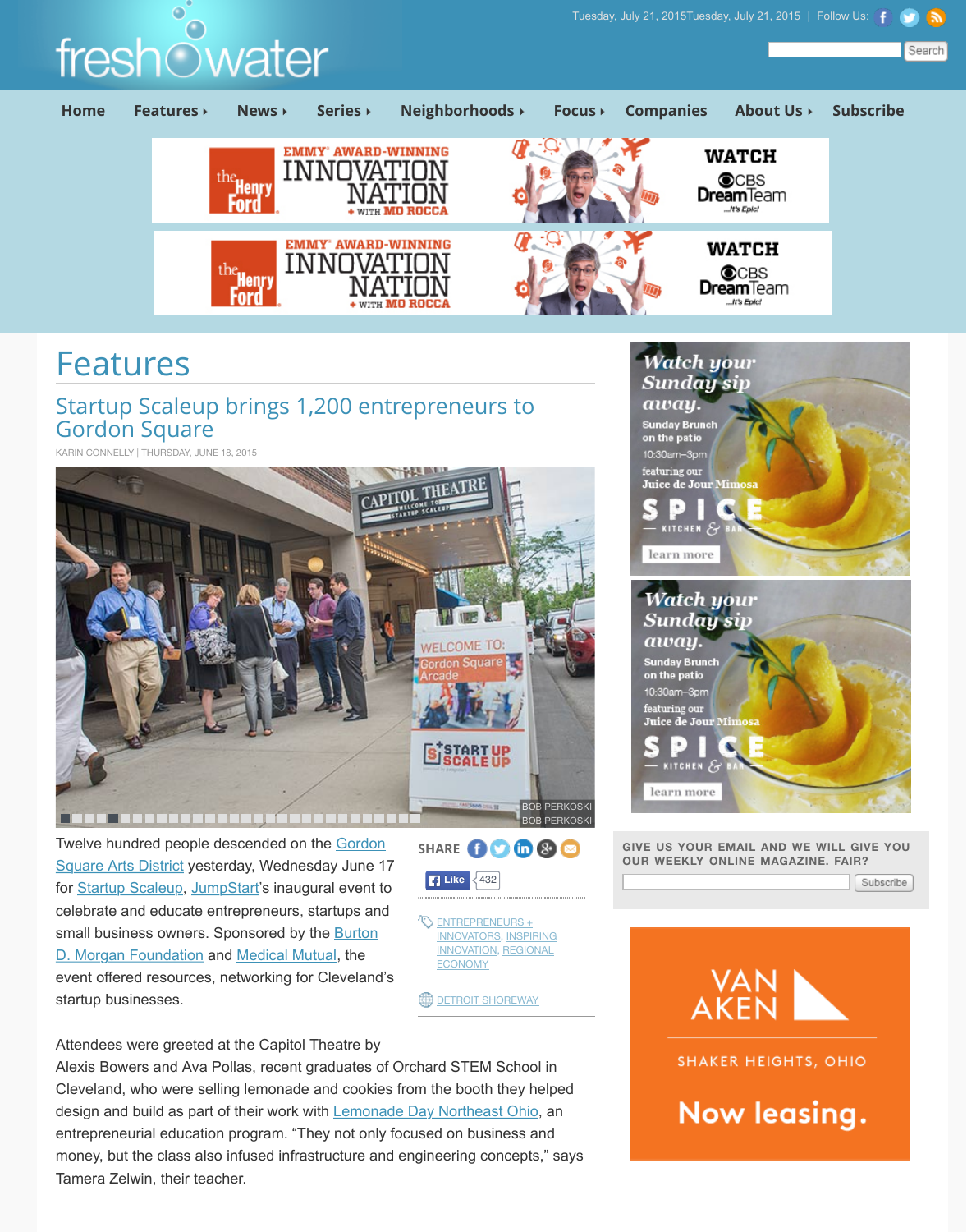# Features

## Startup Scaleup brings 1,200 entrepreneurs to Gordon Square

KARIN CONNELLY | THURSDAY, JUNE 18, 2015

BOB PERKOSKI

Twelve hundred people descended on the Gordon Square Arts District yesterday, Wednesday June 17 for Startup Scaleup, JumpStart's inaugural event to celebrate and educate entrepreneurs, startups and small business owners. Sponsored by the Burton D. Morgan Foundation and Medical Mutual, the event offered resources, networking for Cleveland's startup businesses.

Attendees were greeted at the Capitol Theatre by Alexis Bowers and Ava Pollas, recent graduates of Orchard STEM School in Cleveland, who were selling lemonade and cookies from the booth they helped design and build as part of their work with Lemonade Day Northeast Ohio, an entrepreneurial education program. "They not only focused on business and money, but the class also infused infrastructure and engineering concepts," says Tamera Zelwin, their teacher.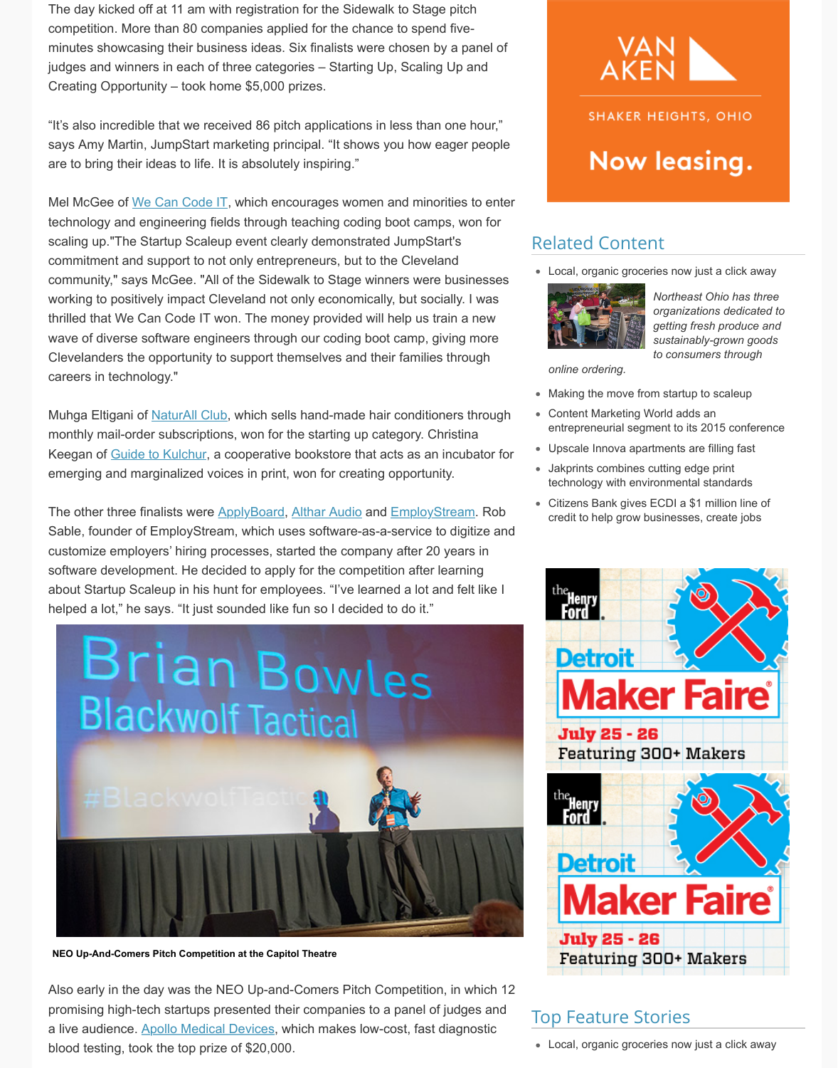The day kicked off at 11 am with registration for the Sidewalk to Stage pitch competition. More than 80 companies applied for the chance to spend five-minutes showcasing their business ideas. Six finalists were chosen by a panel of judges and winners in each of three categories – Starting Up, Scaling Up and Creating Opportunity – took home $5,000 prizes.

"It's also incredible that we received 86 pitch applications in less than one hour," says Amy Martin, JumpStart marketing principal. "It shows you how eager people are to bring their ideas to life. It is absolutely inspiring."

Mel McGee of We Can Code IT, which encourages women and minorities to enter technology and engineering fields through teaching coding boot camps, won for scaling up."The Startup Scaleup event clearly demonstrated JumpStart's commitment and support to not only entrepreneurs, but to the Cleveland community," says McGee. "All of the Sidewalk to Stage winners were businesses working to positively impact Cleveland not only economically, but socially. I was thrilled that We Can Code IT won. The money provided will help us train a new wave of diverse software engineers through our coding boot camp, giving more Clevelanders the opportunity to support themselves and their families through careers in technology."

Muhga Eltigani of NaturAll Club, which sells hand-made hair conditioners through monthly mail-order subscriptions, won for the starting up category. Christina Keegan of Guide to Kulchur, a cooperative bookstore that acts as an incubator for emerging and marginalized voices in print, won for creating opportunity.

The other three finalists were ApplyBoard, Althar Audio and EmployStream. Rob Sable, founder of EmployStream, which uses software-as-a-service to digitize and customize employers' hiring processes, started the company after 20 years in software development. He decided to apply for the competition after learning about Startup Scaleup in his hunt for employees. "I've learned a lot and felt like I helped a lot," he says. "It just sounded like fun so I decided to do it."

**NEO Up-And-Comers Pitch Competition at the Capitol Theatre**

Also early in the day was the NEO Up-and-Comers Pitch Competition, in which 12 promising high-tech startups presented their companies to a panel of judges and a live audience. Apollo Medical Devices, which makes low-cost, fast diagnostic blood testing, took the top prize of $20,000.

## Related Content

- Local, organic groceries now just a click away

  *Northeast Ohio has three organizations dedicated to getting fresh produce and sustainably-grown goods to consumers through online ordering.*

- Making the move from startup to scaleup
- Content Marketing World adds an entrepreneurial segment to its 2015 conference
- Upscale Innova apartments are filling fast
- Jakprints combines cutting edge print technology with environmental standards
- Citizens Bank gives ECDI a $1 million line of credit to help grow businesses, create jobs

## Top Feature Stories

- Local, organic groceries now just a click away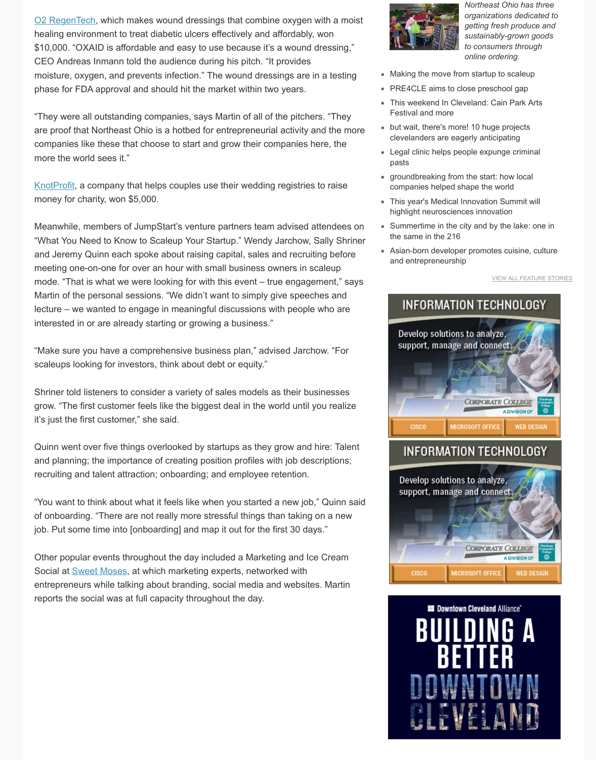O2 RegenTech, which makes wound dressings that combine oxygen with a moist healing environment to treat diabetic ulcers effectively and affordably, won $10,000. “OXAID is affordable and easy to use because it’s a wound dressing,” CEO Andreas Inmann told the audience during his pitch. “It provides moisture, oxygen, and prevents infection.” The wound dressings are in a testing phase for FDA approval and should hit the market within two years.

“They were all outstanding companies, says Martin of all of the pitchers. “They are proof that Northeast Ohio is a hotbed for entrepreneurial activity and the more companies like these that choose to start and grow their companies here, the more the world sees it.”

KnotProfit, a company that helps couples use their wedding registries to raise money for charity, won $5,000.

Meanwhile, members of JumpStart’s venture partners team advised attendees on “What You Need to Know to Scaleup Your Startup.” Wendy Jarchow, Sally Shriner and Jeremy Quinn each spoke about raising capital, sales and recruiting before meeting one-on-one for over an hour with small business owners in scaleup mode. “That is what we were looking for with this event – true engagement,” says Martin of the personal sessions. “We didn’t want to simply give speeches and lecture – we wanted to engage in meaningful discussions with people who are interested in or are already starting or growing a business.”

“Make sure you have a comprehensive business plan,” advised Jarchow. “For scaleups looking for investors, think about debt or equity.”

Shriner told listeners to consider a variety of sales models as their businesses grow. “The first customer feels like the biggest deal in the world until you realize it’s just the first customer,” she said.

Quinn went over five things overlooked by startups as they grow and hire: Talent and planning; the importance of creating position profiles with job descriptions; recruiting and talent attraction; onboarding; and employee retention.

“You want to think about what it feels like when you started a new job,” Quinn said of onboarding. “There are not really more stressful things than taking on a new job. Put some time into [onboarding] and map it out for the first 30 days.”

Other popular events throughout the day included a Marketing and Ice Cream Social at Sweet Moses, at which marketing experts, networked with entrepreneurs while talking about branding, social media and websites. Martin reports the social was at full capacity throughout the day.

*Northeast Ohio has three organizations dedicated to getting fresh produce and sustainably-grown goods to consumers through online ordering.*

- Making the move from startup to scaleup
- PRE4CLE aims to close preschool gap
- This weekend In Cleveland: Cain Park Arts Festival and more
- but wait, there's more! 10 huge projects clevelanders are eagerly anticipating
- Legal clinic helps people expunge criminal pasts
- groundbreaking from the start: how local companies helped shape the world
- This year's Medical Innovation Summit will highlight neurosciences innovation
- Summertime in the city and by the lake: one in the same in the 216
- Asian-born developer promotes cuisine, culture and entrepreneurship

VIEW ALL FEATURE STORIES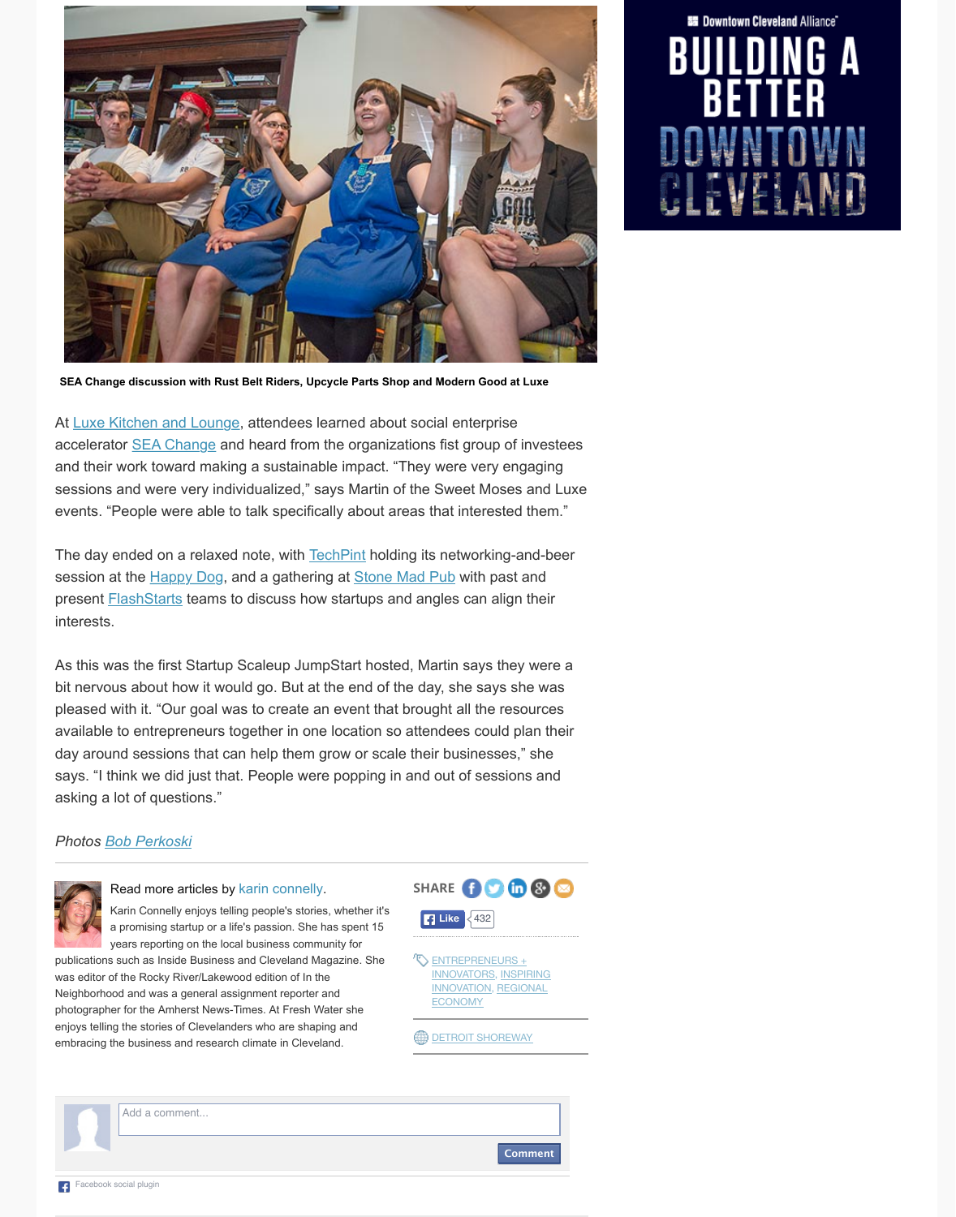SEA Change discussion with Rust Belt Riders, Upcycle Parts Shop and Modern Good at Luxe

At Luxe Kitchen and Lounge, attendees learned about social enterprise accelerator SEA Change and heard from the organizations fist group of investees and their work toward making a sustainable impact. “They were very engaging sessions and were very individualized,” says Martin of the Sweet Moses and Luxe events. “People were able to talk specifically about areas that interested them.”

The day ended on a relaxed note, with TechPint holding its networking-and-beer session at the Happy Dog, and a gathering at Stone Mad Pub with past and present FlashStarts teams to discuss how startups and angles can align their interests.

As this was the first Startup Scaleup JumpStart hosted, Martin says they were a bit nervous about how it would go. But at the end of the day, she says she was pleased with it. “Our goal was to create an event that brought all the resources available to entrepreneurs together in one location so attendees could plan their day around sessions that can help them grow or scale their businesses,” she says. “I think we did just that. People were popping in and out of sessions and asking a lot of questions.”

*Photos Bob Perkoski*

Read more articles by karin connelly.

Karin Connelly enjoys telling people's stories, whether it's a promising startup or a life's passion. She has spent 15 years reporting on the local business community for publications such as Inside Business and Cleveland Magazine. She was editor of the Rocky River/Lakewood edition of In the Neighborhood and was a general assignment reporter and photographer for the Amherst News-Times. At Fresh Water she enjoys telling the stories of Clevelanders who are shaping and embracing the business and research climate in Cleveland.

SHARE

Like 432

ENTREPRENEURS + INNOVATORS, INSPIRING INNOVATION, REGIONAL ECONOMY

DETROIT SHOREWAY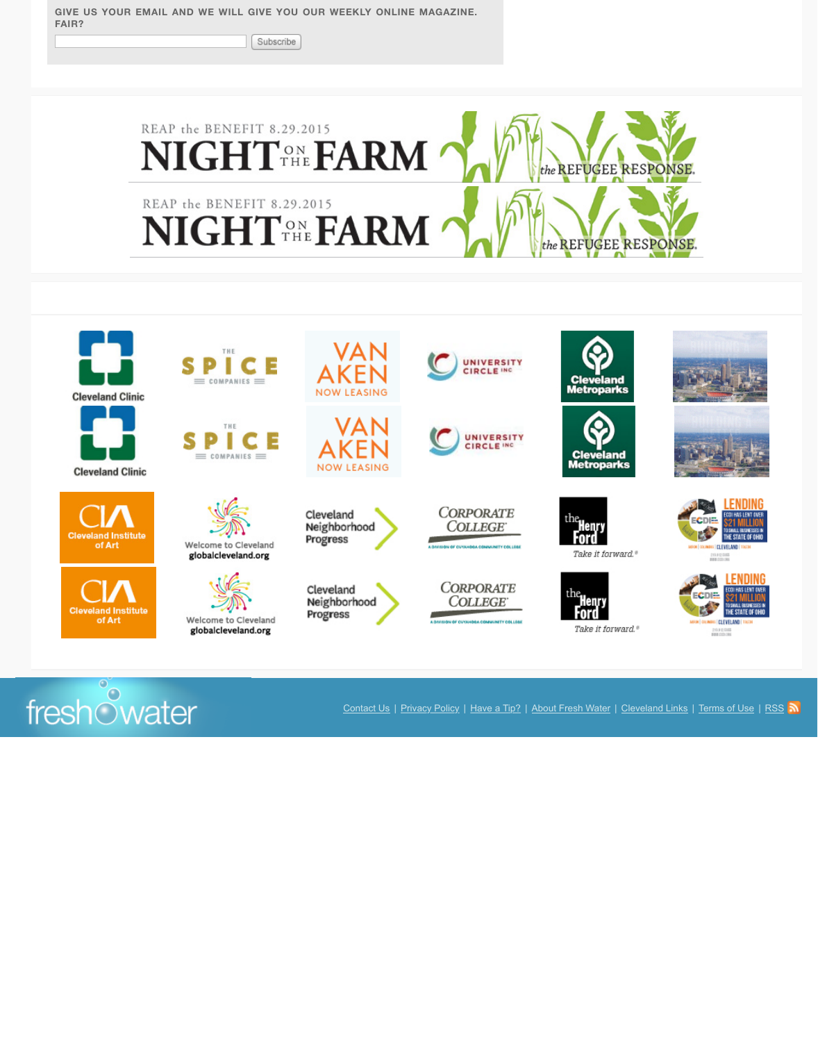GIVE US YOUR EMAIL AND WE WILL GIVE YOU OUR WEEKLY ONLINE MAGAZINE. FAIR?

Subscribe

REAP the BENEFIT 8.29.2015 NIGHT ON THE FARM the REFUGEE RESPONSE.

REAP the BENEFIT 8.29.2015 NIGHT ON THE FARM the REFUGEE RESPONSE.

Contact Us | Privacy Policy | Have a Tip? | About Fresh Water | Cleveland Links | Terms of Use | RSS